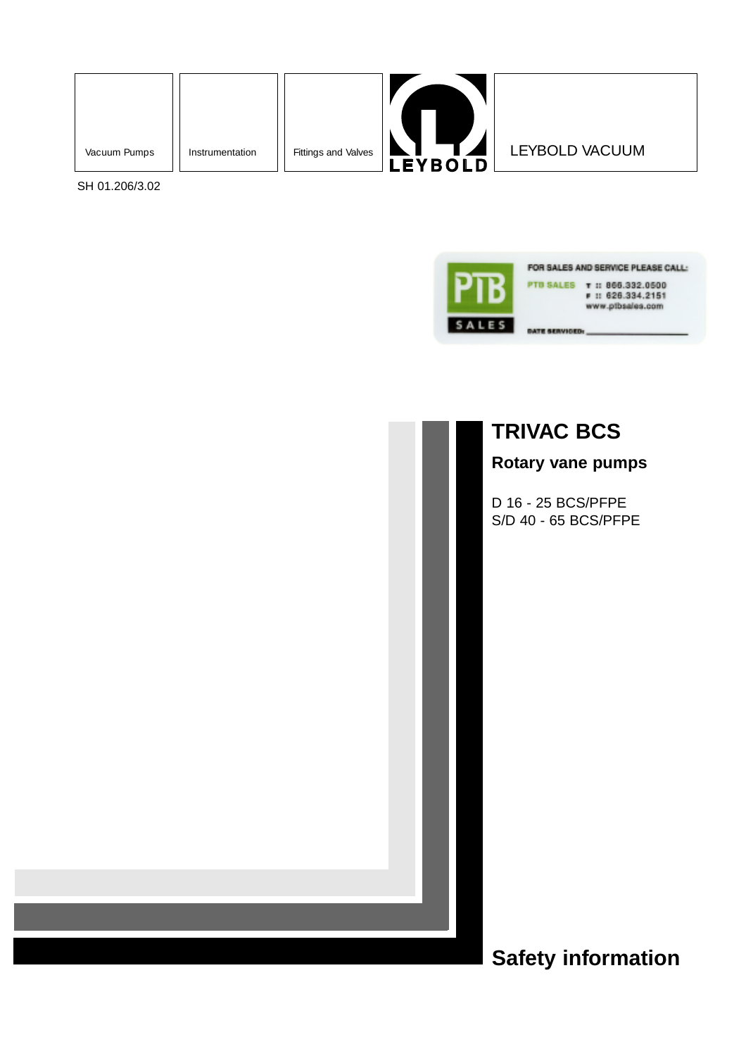Vacuum Pumps | Instrumentation | Fittings and Valves

LEYBOLD

LEYBOLD VACUUM

SH 01.206/3.02

FOR SALES AND SERVICE PLEASE CALL:

PTB SALES T :: 866.332.0500
F :: 626.334.2151
www.ptbsales.com

DATE SERVICED: ____________________

# TRIVAC BCS

## Rotary vane pumps

D 16 - 25 BCS/PFPE
S/D 40 - 65 BCS/PFPE

# Safety information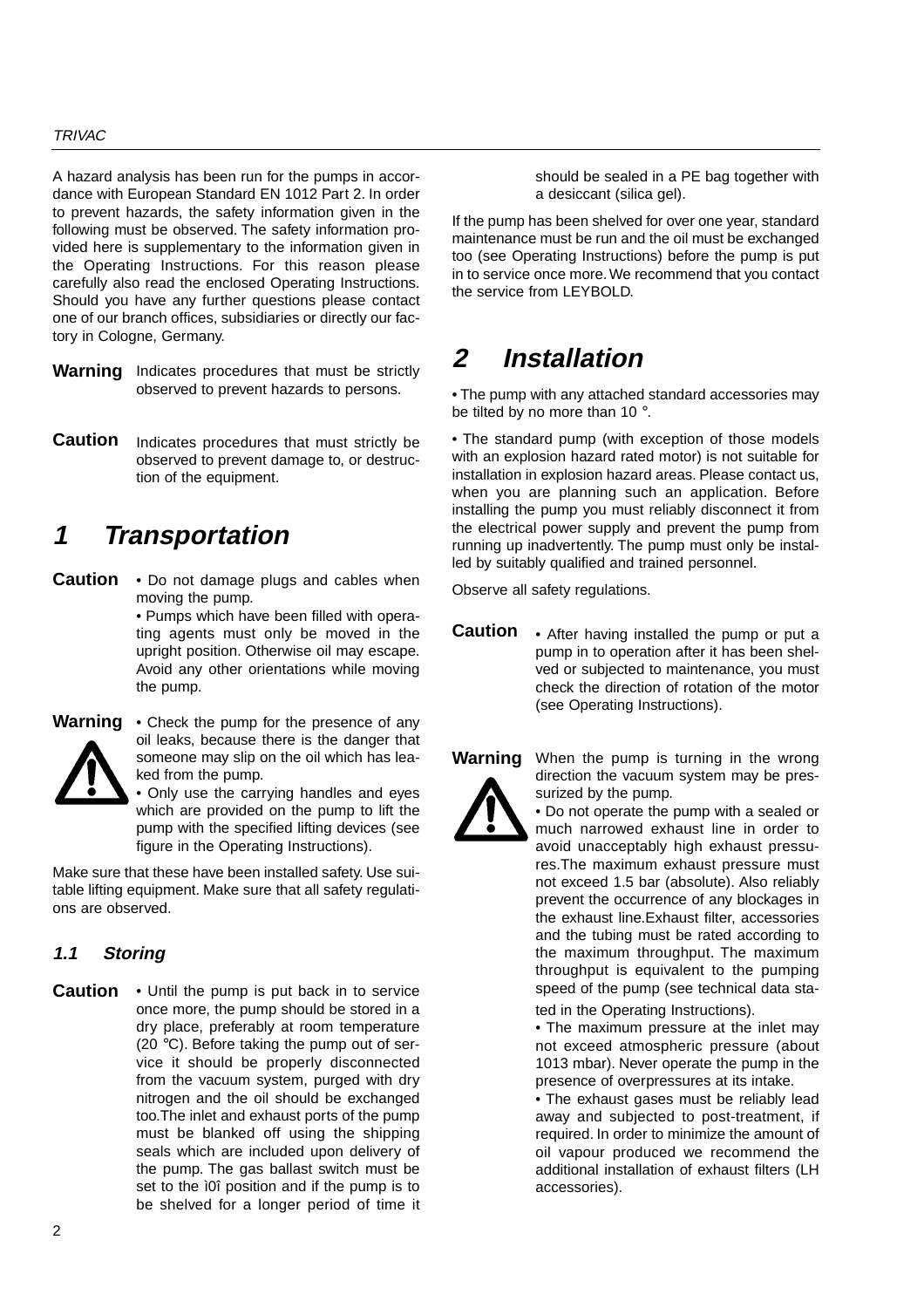A hazard analysis has been run for the pumps in accordance with European Standard EN 1012 Part 2. In order to prevent hazards, the safety information given in the following must be observed. The safety information provided here is supplementary to the information given in the Operating Instructions. For this reason please carefully also read the enclosed Operating Instructions. Should you have any further questions please contact one of our branch offices, subsidiaries or directly our factory in Cologne, Germany.

**Warning** Indicates procedures that must be strictly observed to prevent hazards to persons.

**Caution** Indicates procedures that must strictly be observed to prevent damage to, or destruction of the equipment.

# 1 Transportation

**Caution** • Do not damage plugs and cables when moving the pump.

• Pumps which have been filled with operating agents must only be moved in the upright position. Otherwise oil may escape. Avoid any other orientations while moving the pump.

**Warning** • Check the pump for the presence of any oil leaks, because there is the danger that someone may slip on the oil which has leaked from the pump.

• Only use the carrying handles and eyes which are provided on the pump to lift the pump with the specified lifting devices (see figure in the Operating Instructions).

Make sure that these have been installed safety. Use suitable lifting equipment. Make sure that all safety regulations are observed.

## 1.1 Storing

**Caution** • Until the pump is put back in to service once more, the pump should be stored in a dry place, preferably at room temperature (20 °C). Before taking the pump out of service it should be properly disconnected from the vacuum system, purged with dry nitrogen and the oil should be exchanged too.The inlet and exhaust ports of the pump must be blanked off using the shipping seals which are included upon delivery of the pump. The gas ballast switch must be set to the ì0î position and if the pump is to be shelved for a longer period of time it should be sealed in a PE bag together with a desiccant (silica gel).

If the pump has been shelved for over one year, standard maintenance must be run and the oil must be exchanged too (see Operating Instructions) before the pump is put in to service once more. We recommend that you contact the service from LEYBOLD.

# 2 Installation

• The pump with any attached standard accessories may be tilted by no more than 10 °.

• The standard pump (with exception of those models with an explosion hazard rated motor) is not suitable for installation in explosion hazard areas. Please contact us, when you are planning such an application. Before installing the pump you must reliably disconnect it from the electrical power supply and prevent the pump from running up inadvertently. The pump must only be installed by suitably qualified and trained personnel.

Observe all safety regulations.

**Caution** • After having installed the pump or put a pump in to operation after it has been shelved or subjected to maintenance, you must check the direction of rotation of the motor (see Operating Instructions).

**Warning** When the pump is turning in the wrong direction the vacuum system may be pressurized by the pump.

• Do not operate the pump with a sealed or much narrowed exhaust line in order to avoid unacceptably high exhaust pressures.The maximum exhaust pressure must not exceed 1.5 bar (absolute). Also reliably prevent the occurrence of any blockages in the exhaust line.Exhaust filter, accessories and the tubing must be rated according to the maximum throughput. The maximum throughput is equivalent to the pumping speed of the pump (see technical data stated in the Operating Instructions).

• The maximum pressure at the inlet may not exceed atmospheric pressure (about 1013 mbar). Never operate the pump in the presence of overpressures at its intake.

• The exhaust gases must be reliably lead away and subjected to post-treatment, if required. In order to minimize the amount of oil vapour produced we recommend the additional installation of exhaust filters (LH accessories).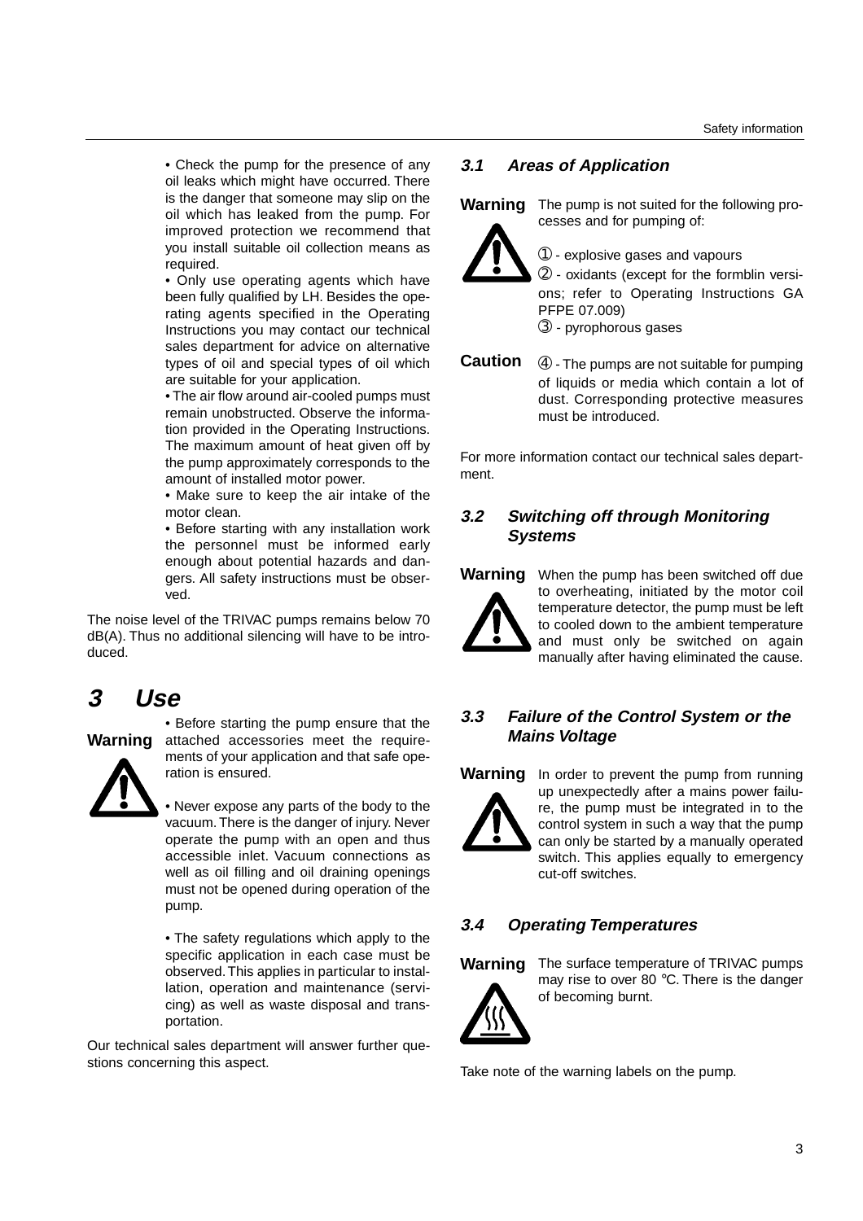• Check the pump for the presence of any oil leaks which might have occurred. There is the danger that someone may slip on the oil which has leaked from the pump. For improved protection we recommend that you install suitable oil collection means as required.

• Only use operating agents which have been fully qualified by LH. Besides the operating agents specified in the Operating Instructions you may contact our technical sales department for advice on alternative types of oil and special types of oil which are suitable for your application.

• The air flow around air-cooled pumps must remain unobstructed. Observe the information provided in the Operating Instructions. The maximum amount of heat given off by the pump approximately corresponds to the amount of installed motor power.

• Make sure to keep the air intake of the motor clean.

• Before starting with any installation work the personnel must be informed early enough about potential hazards and dangers. All safety instructions must be observed.

The noise level of the TRIVAC pumps remains below 70 dB(A). Thus no additional silencing will have to be introduced.

# 3 Use

**Warning**

• Before starting the pump ensure that the attached accessories meet the requirements of your application and that safe operation is ensured.

• Never expose any parts of the body to the vacuum. There is the danger of injury. Never operate the pump with an open and thus accessible inlet. Vacuum connections as well as oil filling and oil draining openings must not be opened during operation of the pump.

• The safety regulations which apply to the specific application in each case must be observed. This applies in particular to installation, operation and maintenance (servicing) as well as waste disposal and transportation.

Our technical sales department will answer further questions concerning this aspect.

## 3.1 Areas of Application

**Warning** The pump is not suited for the following processes and for pumping of:

① - explosive gases and vapours

② - oxidants (except for the formblin versions; refer to Operating Instructions GA PFPE 07.009)

③ - pyrophorous gases

**Caution** ④ - The pumps are not suitable for pumping of liquids or media which contain a lot of dust. Corresponding protective measures must be introduced.

For more information contact our technical sales department.

## 3.2 Switching off through Monitoring Systems

**Warning** When the pump has been switched off due to overheating, initiated by the motor coil temperature detector, the pump must be left to cooled down to the ambient temperature and must only be switched on again manually after having eliminated the cause.

## 3.3 Failure of the Control System or the Mains Voltage

**Warning** In order to prevent the pump from running up unexpectedly after a mains power failure, the pump must be integrated in to the control system in such a way that the pump can only be started by a manually operated switch. This applies equally to emergency cut-off switches.

## 3.4 Operating Temperatures

**Warning** The surface temperature of TRIVAC pumps may rise to over 80 °C. There is the danger of becoming burnt.

Take note of the warning labels on the pump.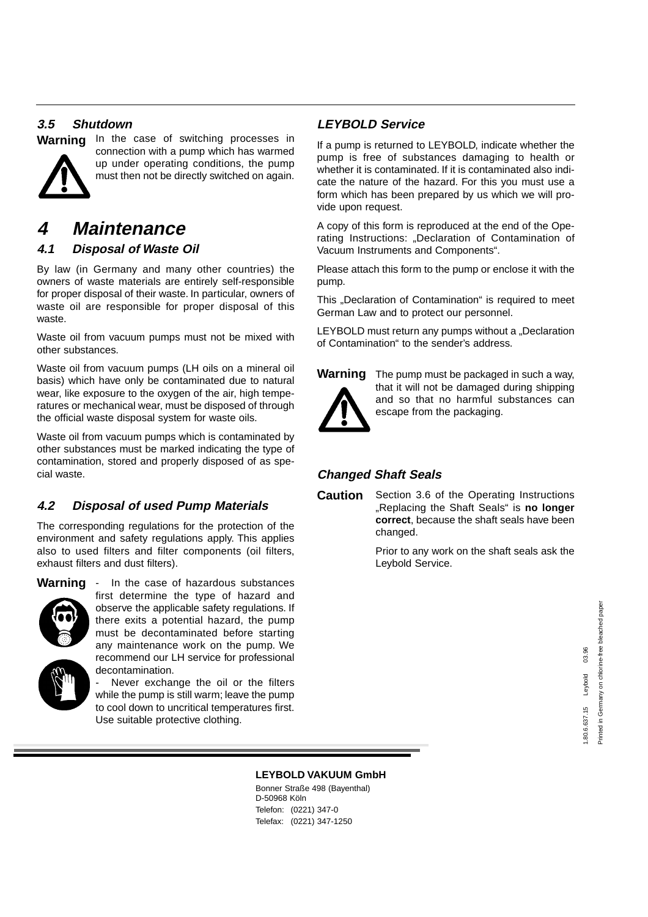### 3.5 Shutdown

**Warning** In the case of switching processes in connection with a pump which has warmed up under operating conditions, the pump must then not be directly switched on again.

# 4 Maintenance

## 4.1 Disposal of Waste Oil

By law (in Germany and many other countries) the owners of waste materials are entirely self-responsible for proper disposal of their waste. In particular, owners of waste oil are responsible for proper disposal of this waste.

Waste oil from vacuum pumps must not be mixed with other substances.

Waste oil from vacuum pumps (LH oils on a mineral oil basis) which have only be contaminated due to natural wear, like exposure to the oxygen of the air, high temperatures or mechanical wear, must be disposed of through the official waste disposal system for waste oils.

Waste oil from vacuum pumps which is contaminated by other substances must be marked indicating the type of contamination, stored and properly disposed of as special waste.

## 4.2 Disposal of used Pump Materials

The corresponding regulations for the protection of the environment and safety regulations apply. This applies also to used filters and filter components (oil filters, exhaust filters and dust filters).

**Warning** - In the case of hazardous substances first determine the type of hazard and observe the applicable safety regulations. If there exits a potential hazard, the pump must be decontaminated before starting any maintenance work on the pump. We recommend our LH service for professional decontamination.

- Never exchange the oil or the filters while the pump is still warm; leave the pump to cool down to uncritical temperatures first. Use suitable protective clothing.

### LEYBOLD Service

If a pump is returned to LEYBOLD, indicate whether the pump is free of substances damaging to health or whether it is contaminated. If it is contaminated also indicate the nature of the hazard. For this you must use a form which has been prepared by us which we will provide upon request.

A copy of this form is reproduced at the end of the Operating Instructions: „Declaration of Contamination of Vacuum Instruments and Components“.

Please attach this form to the pump or enclose it with the pump.

This „Declaration of Contamination“ is required to meet German Law and to protect our personnel.

LEYBOLD must return any pumps without a „Declaration of Contamination“ to the sender's address.

**Warning** The pump must be packaged in such a way, that it will not be damaged during shipping and so that no harmful substances can escape from the packaging.

### Changed Shaft Seals

**Caution** Section 3.6 of the Operating Instructions „Replacing the Shaft Seals“ is **no longer correct**, because the shaft seals have been changed.

Prior to any work on the shaft seals ask the Leybold Service.

1.80.6.637.15 Leybold 03.96

Printed in Germany on chlorine-free bleached paper

**LEYBOLD VAKUUM GmbH**

Bonner Straße 498 (Bayenthal)
D-50968 Köln
Telefon: (0221) 347-0
Telefax: (0221) 347-1250